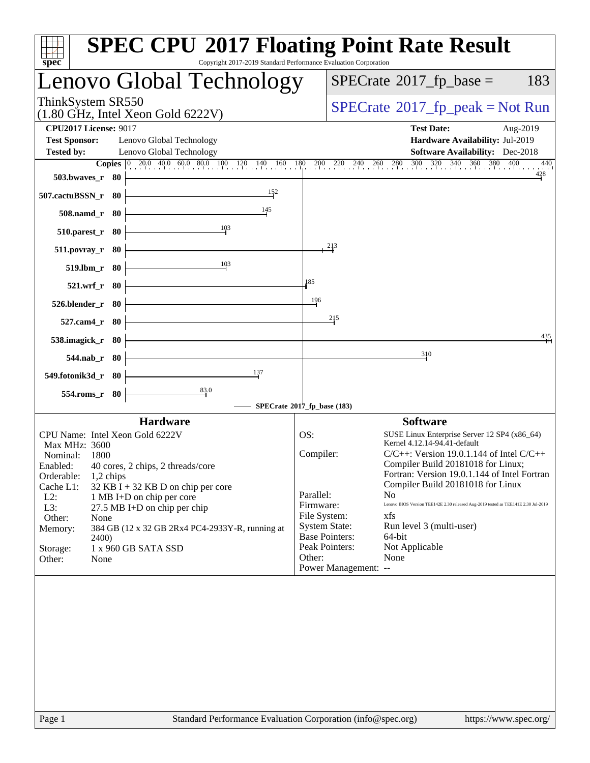# SPEC CPU 2017 Floating Point Rate Result

Copyright 2017-2019 Standard Performance Evaluation Corporation

## Lenovo Global Technology

ThinkSystem SR550
(1.80 GHz, Intel Xeon Gold 6222V)

SPECrate 2017_fp_base = 183

SPECrate 2017_fp_peak = Not Run

**CPU2017 License:** 9017
**Test Sponsor:** Lenovo Global Technology
**Tested by:** Lenovo Global Technology

**Test Date:** Aug-2019
**Hardware Availability:** Jul-2019
**Software Availability:** Dec-2018

| Benchmark | Copies | SPECrate 2017_fp_base |
|---|---|---|
| 503.bwaves_r | 80 | 428 |
| 507.cactuBSSN_r | 80 | 152 |
| 508.namd_r | 80 | 145 |
| 510.parest_r | 80 | 103 |
| 511.povray_r | 80 | 213 |
| 519.lbm_r | 80 | 103 |
| 521.wrf_r | 80 | 185 |
| 526.blender_r | 80 | 196 |
| 527.cam4_r | 80 | 215 |
| 538.imagick_r | 80 | 435 |
| 544.nab_r | 80 | 310 |
| 549.fotonik3d_r | 80 | 137 |
| 554.roms_r | 80 | 83.0 |

SPECrate 2017_fp_base (183)

### Hardware

- CPU Name: Intel Xeon Gold 6222V
- Max MHz: 3600
- Nominal: 1800
- Enabled: 40 cores, 2 chips, 2 threads/core
- Orderable: 1,2 chips
- Cache L1: 32 KB I + 32 KB D on chip per core
- L2: 1 MB I+D on chip per core
- L3: 27.5 MB I+D on chip per chip
- Other: None
- Memory: 384 GB (12 x 32 GB 2Rx4 PC4-2933Y-R, running at 2400)
- Storage: 1 x 960 GB SATA SSD
- Other: None

### Software

- OS: SUSE Linux Enterprise Server 12 SP4 (x86_64) Kernel 4.12.14-94.41-default
- Compiler: C/C++: Version 19.0.1.144 of Intel C/C++ Compiler Build 20181018 for Linux; Fortran: Version 19.0.1.144 of Intel Fortran Compiler Build 20181018 for Linux
- Parallel: No
- Firmware: Lenovo BIOS Version TEE142E 2.30 released Aug-2019 tested as TEE141E 2.30 Jul-2019
- File System: xfs
- System State: Run level 3 (multi-user)
- Base Pointers: 64-bit
- Peak Pointers: Not Applicable
- Other: None
- Power Management: --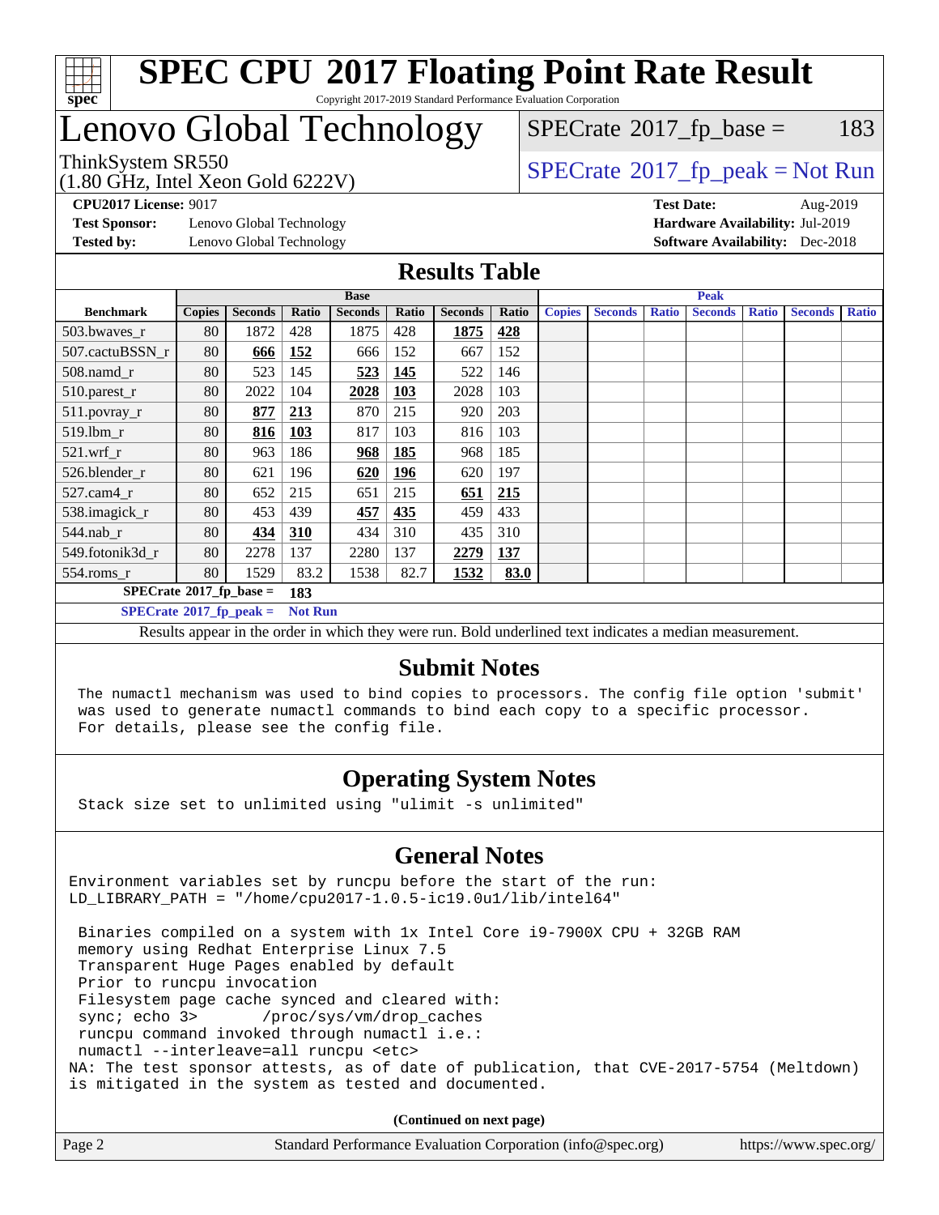# SPEC CPU 2017 Floating Point Rate Result

Copyright 2017-2019 Standard Performance Evaluation Corporation

# Lenovo Global Technology

ThinkSystem SR550
(1.80 GHz, Intel Xeon Gold 6222V)

SPECrate 2017_fp_base = 183

SPECrate 2017_fp_peak = Not Run

**CPU2017 License:** 9017
**Test Sponsor:** Lenovo Global Technology
**Tested by:** Lenovo Global Technology

**Test Date:** Aug-2019
**Hardware Availability:** Jul-2019
**Software Availability:** Dec-2018

## Results Table

| Benchmark | Base | | | | | | | Peak | | | | | | |
|---|---|---|---|---|---|---|---|---|---|---|---|---|---|---|
| | Copies | Seconds | Ratio | Seconds | Ratio | Seconds | Ratio | Copies | Seconds | Ratio | Seconds | Ratio | Seconds | Ratio |
| 503.bwaves_r | 80 | 1872 | 428 | 1875 | 428 | **1875** | **428** | | | | | | | |
| 507.cactuBSSN_r | 80 | **666** | **152** | 666 | 152 | 667 | 152 | | | | | | | |
| 508.namd_r | 80 | 523 | 145 | **523** | **145** | 522 | 146 | | | | | | | |
| 510.parest_r | 80 | 2022 | 104 | **2028** | **103** | 2028 | 103 | | | | | | | |
| 511.povray_r | 80 | **877** | **213** | 870 | 215 | 920 | 203 | | | | | | | |
| 519.lbm_r | 80 | **816** | **103** | 817 | 103 | 816 | 103 | | | | | | | |
| 521.wrf_r | 80 | 963 | 186 | **968** | **185** | 968 | 185 | | | | | | | |
| 526.blender_r | 80 | 621 | 196 | **620** | **196** | 620 | 197 | | | | | | | |
| 527.cam4_r | 80 | 652 | 215 | 651 | 215 | **651** | **215** | | | | | | | |
| 538.imagick_r | 80 | 453 | 439 | **457** | **435** | 459 | 433 | | | | | | | |
| 544.nab_r | 80 | **434** | **310** | 434 | 310 | 435 | 310 | | | | | | | |
| 549.fotonik3d_r | 80 | 2278 | 137 | 2280 | 137 | **2279** | **137** | | | | | | | |
| 554.roms_r | 80 | 1529 | 83.2 | 1538 | 82.7 | **1532** | **83.0** | | | | | | | |

**SPECrate 2017_fp_base = 183**

**SPECrate 2017_fp_peak = Not Run**

Results appear in the order in which they were run. Bold underlined text indicates a median measurement.

## Submit Notes

```
The numactl mechanism was used to bind copies to processors. The config file option 'submit'
was used to generate numactl commands to bind each copy to a specific processor.
For details, please see the config file.
```

## Operating System Notes

```
Stack size set to unlimited using "ulimit -s unlimited"
```

## General Notes

```
Environment variables set by runcpu before the start of the run:
LD_LIBRARY_PATH = "/home/cpu2017-1.0.5-ic19.0u1/lib/intel64"

 Binaries compiled on a system with 1x Intel Core i9-7900X CPU + 32GB RAM
 memory using Redhat Enterprise Linux 7.5
 Transparent Huge Pages enabled by default
 Prior to runcpu invocation
 Filesystem page cache synced and cleared with:
 sync; echo 3>       /proc/sys/vm/drop_caches
 runcpu command invoked through numactl i.e.:
 numactl --interleave=all runcpu <etc>
NA: The test sponsor attests, as of date of publication, that CVE-2017-5754 (Meltdown)
is mitigated in the system as tested and documented.
```

**(Continued on next page)**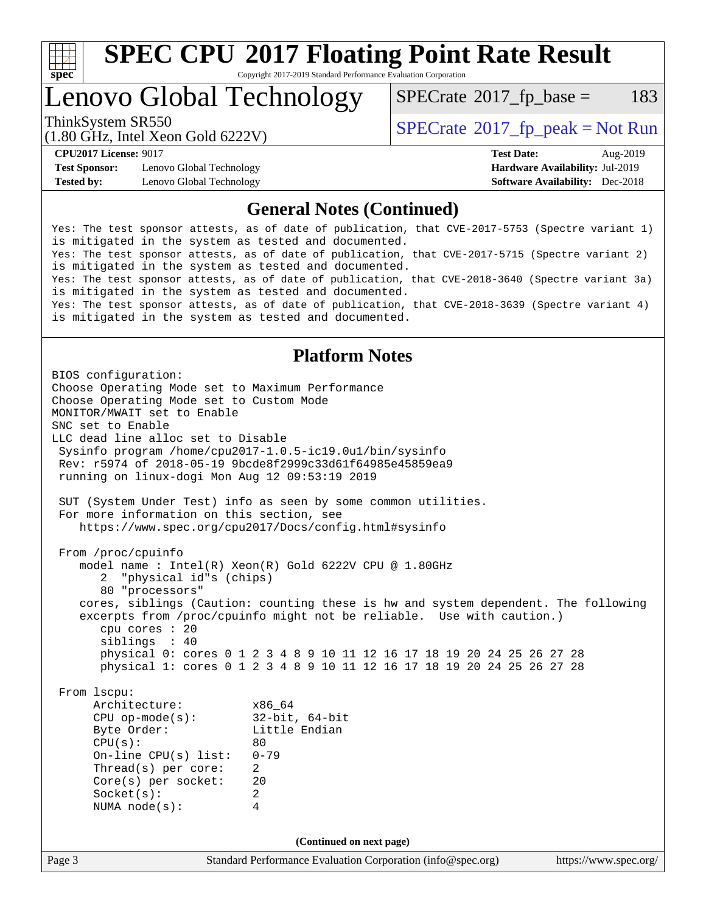# SPEC CPU 2017 Floating Point Rate Result

Copyright 2017-2019 Standard Performance Evaluation Corporation

# Lenovo Global Technology

ThinkSystem SR550
(1.80 GHz, Intel Xeon Gold 6222V)

SPECrate 2017_fp_base = 183

SPECrate 2017_fp_peak = Not Run

| | | | |
|---|---|---|---|
| **CPU2017 License:** | 9017 | **Test Date:** | Aug-2019 |
| **Test Sponsor:** | Lenovo Global Technology | **Hardware Availability:** | Jul-2019 |
| **Tested by:** | Lenovo Global Technology | **Software Availability:** | Dec-2018 |

## General Notes (Continued)

```
Yes: The test sponsor attests, as of date of publication, that CVE-2017-5753 (Spectre variant 1)
is mitigated in the system as tested and documented.
Yes: The test sponsor attests, as of date of publication, that CVE-2017-5715 (Spectre variant 2)
is mitigated in the system as tested and documented.
Yes: The test sponsor attests, as of date of publication, that CVE-2018-3640 (Spectre variant 3a)
is mitigated in the system as tested and documented.
Yes: The test sponsor attests, as of date of publication, that CVE-2018-3639 (Spectre variant 4)
is mitigated in the system as tested and documented.
```

## Platform Notes

```
BIOS configuration:
Choose Operating Mode set to Maximum Performance
Choose Operating Mode set to Custom Mode
MONITOR/MWAIT set to Enable
SNC set to Enable
LLC dead line alloc set to Disable
 Sysinfo program /home/cpu2017-1.0.5-ic19.0u1/bin/sysinfo
 Rev: r5974 of 2018-05-19 9bcde8f2999c33d61f64985e45859ea9
 running on linux-dogi Mon Aug 12 09:53:19 2019

 SUT (System Under Test) info as seen by some common utilities.
 For more information on this section, see
    https://www.spec.org/cpu2017/Docs/config.html#sysinfo

 From /proc/cpuinfo
    model name : Intel(R) Xeon(R) Gold 6222V CPU @ 1.80GHz
       2  "physical id"s (chips)
       80 "processors"
    cores, siblings (Caution: counting these is hw and system dependent. The following
    excerpts from /proc/cpuinfo might not be reliable.  Use with caution.)
       cpu cores : 20
       siblings  : 40
       physical 0: cores 0 1 2 3 4 8 9 10 11 12 16 17 18 19 20 24 25 26 27 28
       physical 1: cores 0 1 2 3 4 8 9 10 11 12 16 17 18 19 20 24 25 26 27 28

 From lscpu:
      Architecture:          x86_64
      CPU op-mode(s):        32-bit, 64-bit
      Byte Order:            Little Endian
      CPU(s):                80
      On-line CPU(s) list:   0-79
      Thread(s) per core:    2
      Core(s) per socket:    20
      Socket(s):             2
      NUMA node(s):          4
```

(Continued on next page)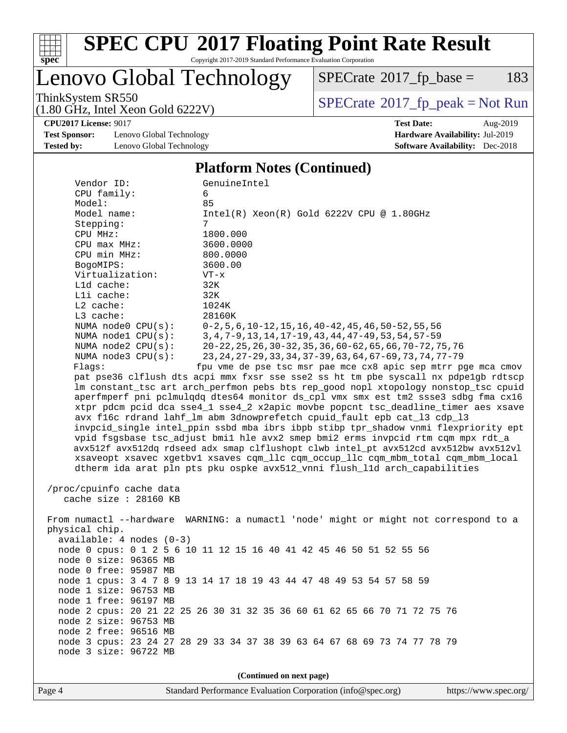# SPEC CPU 2017 Floating Point Rate Result

Copyright 2017-2019 Standard Performance Evaluation Corporation

## Lenovo Global Technology

ThinkSystem SR550
(1.80 GHz, Intel Xeon Gold 6222V)

SPECrate 2017_fp_base = 183

SPECrate 2017_fp_peak = Not Run

**CPU2017 License:** 9017
**Test Sponsor:** Lenovo Global Technology
**Tested by:** Lenovo Global Technology

**Test Date:** Aug-2019
**Hardware Availability:** Jul-2019
**Software Availability:** Dec-2018

### Platform Notes (Continued)

```
     Vendor ID:               GenuineIntel
     CPU family:              6
     Model:                   85
     Model name:              Intel(R) Xeon(R) Gold 6222V CPU @ 1.80GHz
     Stepping:                7
     CPU MHz:                 1800.000
     CPU max MHz:             3600.0000
     CPU min MHz:             800.0000
     BogoMIPS:                3600.00
     Virtualization:          VT-x
     L1d cache:               32K
     L1i cache:               32K
     L2 cache:                1024K
     L3 cache:                28160K
     NUMA node0 CPU(s):       0-2,5,6,10-12,15,16,40-42,45,46,50-52,55,56
     NUMA node1 CPU(s):       3,4,7-9,13,14,17-19,43,44,47-49,53,54,57-59
     NUMA node2 CPU(s):       20-22,25,26,30-32,35,36,60-62,65,66,70-72,75,76
     NUMA node3 CPU(s):       23,24,27-29,33,34,37-39,63,64,67-69,73,74,77-79
     Flags:                   fpu vme de pse tsc msr pae mce cx8 apic sep mtrr pge mca cmov
     pat pse36 clflush dts acpi mmx fxsr sse sse2 ss ht tm pbe syscall nx pdpe1gb rdtscp
     lm constant_tsc art arch_perfmon pebs bts rep_good nopl xtopology nonstop_tsc cpuid
     aperfmperf pni pclmulqdq dtes64 monitor ds_cpl vmx smx est tm2 ssse3 sdbg fma cx16
     xtpr pdcm pcid dca sse4_1 sse4_2 x2apic movbe popcnt tsc_deadline_timer aes xsave
     avx f16c rdrand lahf_lm abm 3dnowprefetch cpuid_fault epb cat_l3 cdp_l3
     invpcid_single intel_ppin ssbd mba ibrs ibpb stibp tpr_shadow vnmi flexpriority ept
     vpid fsgsbase tsc_adjust bmi1 hle avx2 smep bmi2 erms invpcid rtm cqm mpx rdt_a
     avx512f avx512dq rdseed adx smap clflushopt clwb intel_pt avx512cd avx512bw avx512vl
     xsaveopt xsavec xgetbv1 xsaves cqm_llc cqm_occup_llc cqm_mbm_total cqm_mbm_local
     dtherm ida arat pln pts pku ospke avx512_vnni flush_l1d arch_capabilities

 /proc/cpuinfo cache data
    cache size : 28160 KB

 From numactl --hardware  WARNING: a numactl 'node' might or might not correspond to a
 physical chip.
   available: 4 nodes (0-3)
   node 0 cpus: 0 1 2 5 6 10 11 12 15 16 40 41 42 45 46 50 51 52 55 56
   node 0 size: 96365 MB
   node 0 free: 95987 MB
   node 1 cpus: 3 4 7 8 9 13 14 17 18 19 43 44 47 48 49 53 54 57 58 59
   node 1 size: 96753 MB
   node 1 free: 96197 MB
   node 2 cpus: 20 21 22 25 26 30 31 32 35 36 60 61 62 65 66 70 71 72 75 76
   node 2 size: 96753 MB
   node 2 free: 96516 MB
   node 3 cpus: 23 24 27 28 29 33 34 37 38 39 63 64 67 68 69 73 74 77 78 79
   node 3 size: 96722 MB
```

**(Continued on next page)**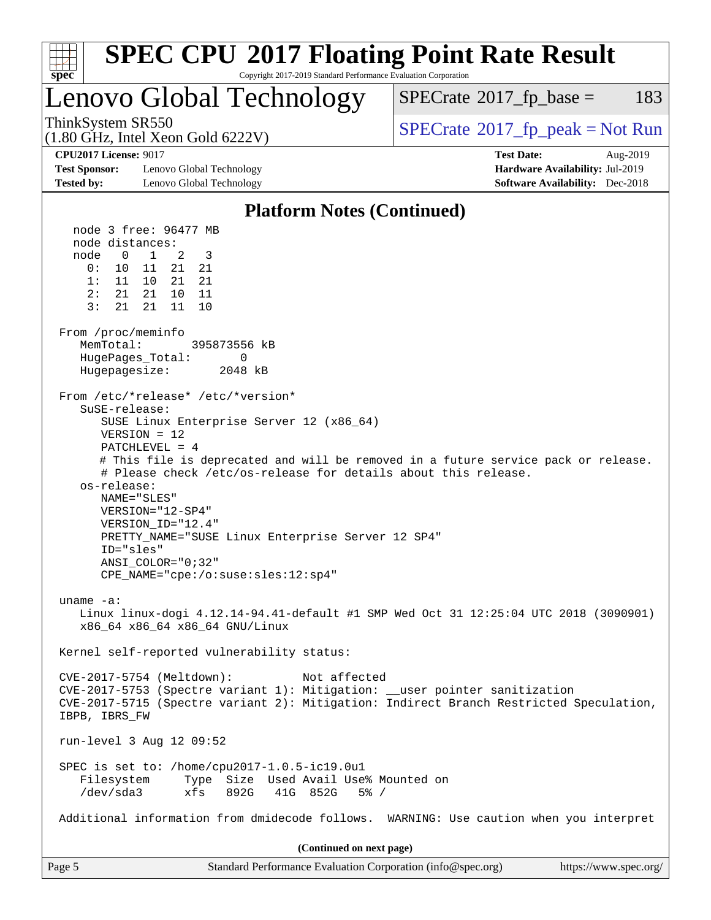## Platform Notes (Continued)

```
   node 3 free: 96477 MB
   node distances:
   node   0   1   2   3
     0:  10  11  21  21
     1:  11  10  21  21
     2:  21  21  10  11
     3:  21  21  11  10

 From /proc/meminfo
    MemTotal:       395873556 kB
    HugePages_Total:       0
    Hugepagesize:       2048 kB

 From /etc/*release* /etc/*version*
    SuSE-release:
       SUSE Linux Enterprise Server 12 (x86_64)
       VERSION = 12
       PATCHLEVEL = 4
       # This file is deprecated and will be removed in a future service pack or release.
       # Please check /etc/os-release for details about this release.
    os-release:
       NAME="SLES"
       VERSION="12-SP4"
       VERSION_ID="12.4"
       PRETTY_NAME="SUSE Linux Enterprise Server 12 SP4"
       ID="sles"
       ANSI_COLOR="0;32"
       CPE_NAME="cpe:/o:suse:sles:12:sp4"

 uname -a:
    Linux linux-dogi 4.12.14-94.41-default #1 SMP Wed Oct 31 12:25:04 UTC 2018 (3090901)
    x86_64 x86_64 x86_64 GNU/Linux

 Kernel self-reported vulnerability status:

 CVE-2017-5754 (Meltdown):          Not affected
 CVE-2017-5753 (Spectre variant 1): Mitigation: __user pointer sanitization
 CVE-2017-5715 (Spectre variant 2): Mitigation: Indirect Branch Restricted Speculation,
 IBPB, IBRS_FW

 run-level 3 Aug 12 09:52

 SPEC is set to: /home/cpu2017-1.0.5-ic19.0u1
    Filesystem     Type  Size  Used Avail Use% Mounted on
    /dev/sda3      xfs   892G   41G  852G   5% /

 Additional information from dmidecode follows.  WARNING: Use caution when you interpret
```

(Continued on next page)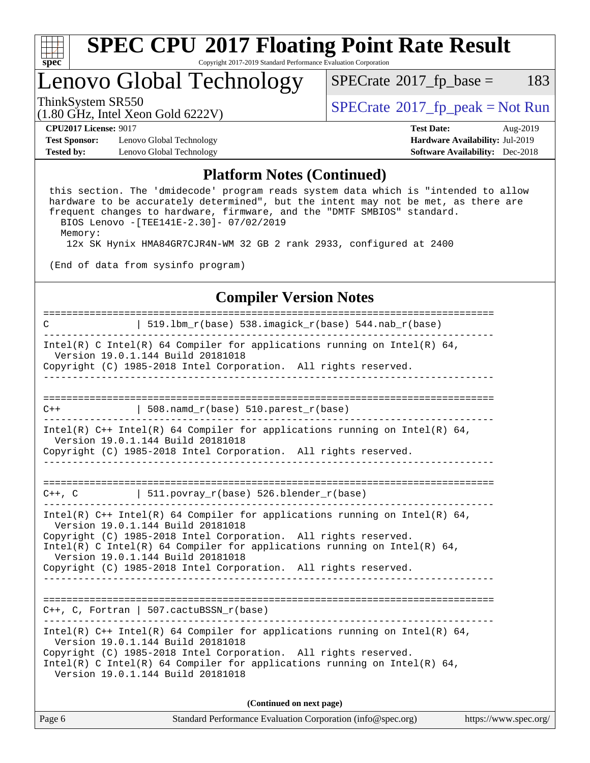## Platform Notes (Continued)

```
 this section. The 'dmidecode' program reads system data which is "intended to allow
 hardware to be accurately determined", but the intent may not be met, as there are
 frequent changes to hardware, firmware, and the "DMTF SMBIOS" standard.
   BIOS Lenovo -[TEE141E-2.30]- 07/02/2019
   Memory:
     12x SK Hynix HMA84GR7CJR4N-WM 32 GB 2 rank 2933, configured at 2400

 (End of data from sysinfo program)
```

## Compiler Version Notes

```
==============================================================================
C              | 519.lbm_r(base) 538.imagick_r(base) 544.nab_r(base)
------------------------------------------------------------------------------
Intel(R) C Intel(R) 64 Compiler for applications running on Intel(R) 64,
  Version 19.0.1.144 Build 20181018
Copyright (C) 1985-2018 Intel Corporation.  All rights reserved.
------------------------------------------------------------------------------

==============================================================================
C++            | 508.namd_r(base) 510.parest_r(base)
------------------------------------------------------------------------------
Intel(R) C++ Intel(R) 64 Compiler for applications running on Intel(R) 64,
  Version 19.0.1.144 Build 20181018
Copyright (C) 1985-2018 Intel Corporation.  All rights reserved.
------------------------------------------------------------------------------

==============================================================================
C++, C         | 511.povray_r(base) 526.blender_r(base)
------------------------------------------------------------------------------
Intel(R) C++ Intel(R) 64 Compiler for applications running on Intel(R) 64,
  Version 19.0.1.144 Build 20181018
Copyright (C) 1985-2018 Intel Corporation.  All rights reserved.
Intel(R) C Intel(R) 64 Compiler for applications running on Intel(R) 64,
  Version 19.0.1.144 Build 20181018
Copyright (C) 1985-2018 Intel Corporation.  All rights reserved.
------------------------------------------------------------------------------

==============================================================================
C++, C, Fortran | 507.cactuBSSN_r(base)
------------------------------------------------------------------------------
Intel(R) C++ Intel(R) 64 Compiler for applications running on Intel(R) 64,
  Version 19.0.1.144 Build 20181018
Copyright (C) 1985-2018 Intel Corporation.  All rights reserved.
Intel(R) C Intel(R) 64 Compiler for applications running on Intel(R) 64,
  Version 19.0.1.144 Build 20181018
```

**(Continued on next page)**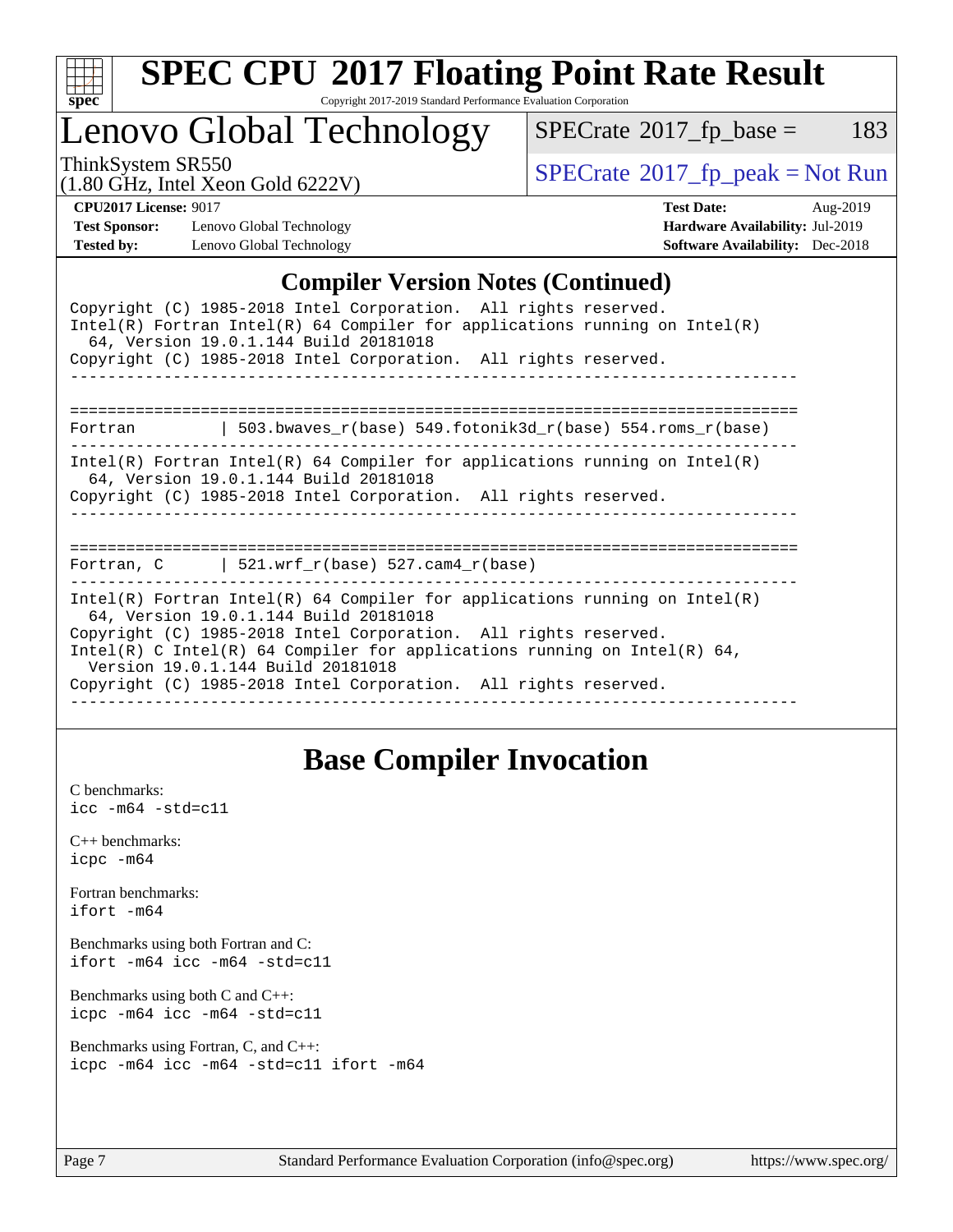## Compiler Version Notes (Continued)

```
Copyright (C) 1985-2018 Intel Corporation.  All rights reserved.
Intel(R) Fortran Intel(R) 64 Compiler for applications running on Intel(R)
  64, Version 19.0.1.144 Build 20181018
Copyright (C) 1985-2018 Intel Corporation.  All rights reserved.
------------------------------------------------------------------------------

==============================================================================
Fortran         | 503.bwaves_r(base) 549.fotonik3d_r(base) 554.roms_r(base)
------------------------------------------------------------------------------
Intel(R) Fortran Intel(R) 64 Compiler for applications running on Intel(R)
  64, Version 19.0.1.144 Build 20181018
Copyright (C) 1985-2018 Intel Corporation.  All rights reserved.
------------------------------------------------------------------------------

==============================================================================
Fortran, C      | 521.wrf_r(base) 527.cam4_r(base)
------------------------------------------------------------------------------
Intel(R) Fortran Intel(R) 64 Compiler for applications running on Intel(R)
  64, Version 19.0.1.144 Build 20181018
Copyright (C) 1985-2018 Intel Corporation.  All rights reserved.
Intel(R) C Intel(R) 64 Compiler for applications running on Intel(R) 64,
  Version 19.0.1.144 Build 20181018
Copyright (C) 1985-2018 Intel Corporation.  All rights reserved.
------------------------------------------------------------------------------
```

## Base Compiler Invocation

C benchmarks:
`icc -m64 -std=c11`

C++ benchmarks:
`icpc -m64`

Fortran benchmarks:
`ifort -m64`

Benchmarks using both Fortran and C:
`ifort -m64 icc -m64 -std=c11`

Benchmarks using both C and C++:
`icpc -m64 icc -m64 -std=c11`

Benchmarks using Fortran, C, and C++:
`icpc -m64 icc -m64 -std=c11 ifort -m64`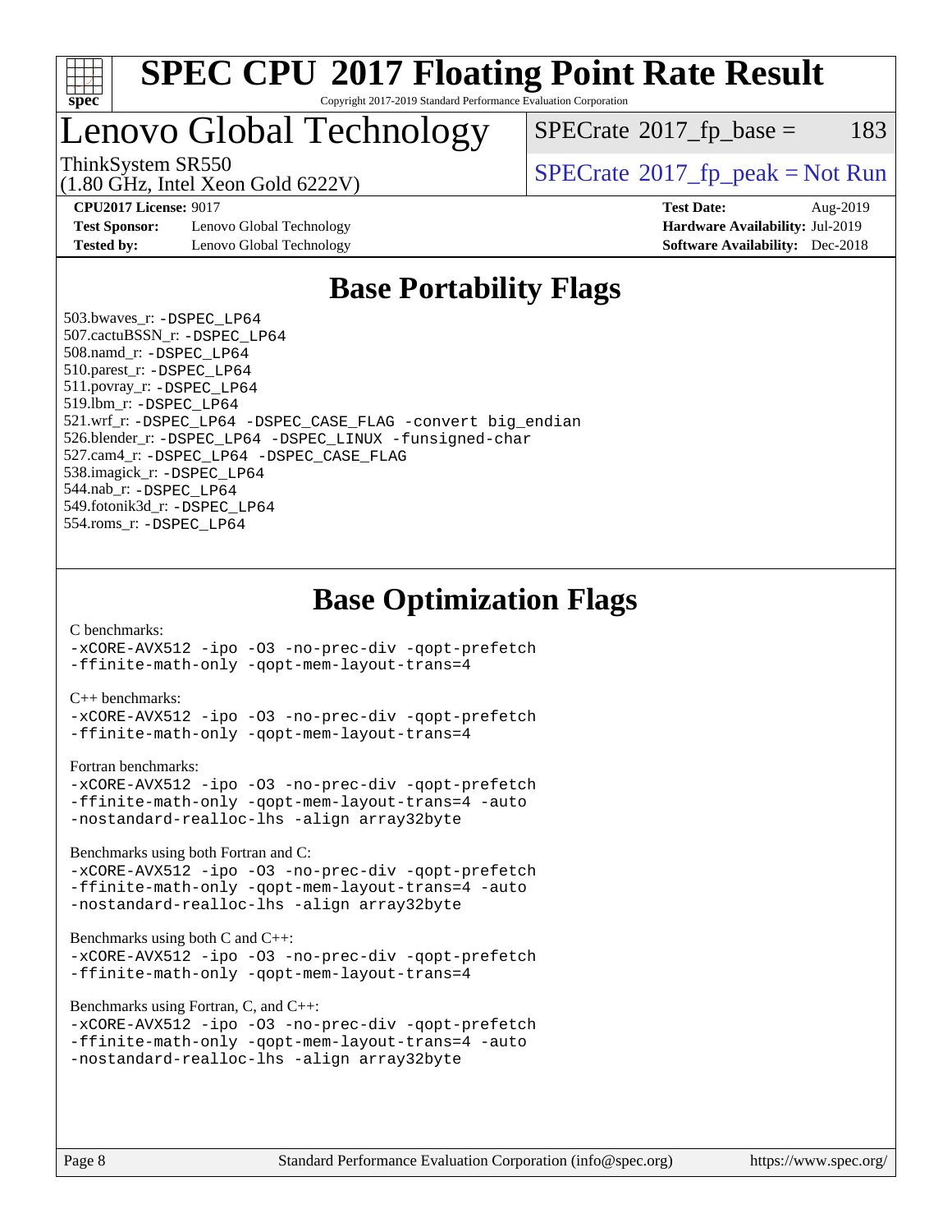# SPEC CPU 2017 Floating Point Rate Result

Copyright 2017-2019 Standard Performance Evaluation Corporation

## Lenovo Global Technology

ThinkSystem SR550
(1.80 GHz, Intel Xeon Gold 6222V)

SPECrate 2017_fp_base = 183

SPECrate 2017_fp_peak = Not Run

| | | | |
|---|---|---|---|
| **CPU2017 License:** | 9017 | **Test Date:** | Aug-2019 |
| **Test Sponsor:** | Lenovo Global Technology | **Hardware Availability:** | Jul-2019 |
| **Tested by:** | Lenovo Global Technology | **Software Availability:** | Dec-2018 |

## Base Portability Flags

503.bwaves_r: -DSPEC_LP64
507.cactuBSSN_r: -DSPEC_LP64
508.namd_r: -DSPEC_LP64
510.parest_r: -DSPEC_LP64
511.povray_r: -DSPEC_LP64
519.lbm_r: -DSPEC_LP64
521.wrf_r: -DSPEC_LP64 -DSPEC_CASE_FLAG -convert big_endian
526.blender_r: -DSPEC_LP64 -DSPEC_LINUX -funsigned-char
527.cam4_r: -DSPEC_LP64 -DSPEC_CASE_FLAG
538.imagick_r: -DSPEC_LP64
544.nab_r: -DSPEC_LP64
549.fotonik3d_r: -DSPEC_LP64
554.roms_r: -DSPEC_LP64

## Base Optimization Flags

C benchmarks:
-xCORE-AVX512 -ipo -O3 -no-prec-div -qopt-prefetch
-ffinite-math-only -qopt-mem-layout-trans=4

C++ benchmarks:
-xCORE-AVX512 -ipo -O3 -no-prec-div -qopt-prefetch
-ffinite-math-only -qopt-mem-layout-trans=4

Fortran benchmarks:
-xCORE-AVX512 -ipo -O3 -no-prec-div -qopt-prefetch
-ffinite-math-only -qopt-mem-layout-trans=4 -auto
-nostandard-realloc-lhs -align array32byte

Benchmarks using both Fortran and C:
-xCORE-AVX512 -ipo -O3 -no-prec-div -qopt-prefetch
-ffinite-math-only -qopt-mem-layout-trans=4 -auto
-nostandard-realloc-lhs -align array32byte

Benchmarks using both C and C++:
-xCORE-AVX512 -ipo -O3 -no-prec-div -qopt-prefetch
-ffinite-math-only -qopt-mem-layout-trans=4

Benchmarks using Fortran, C, and C++:
-xCORE-AVX512 -ipo -O3 -no-prec-div -qopt-prefetch
-ffinite-math-only -qopt-mem-layout-trans=4 -auto
-nostandard-realloc-lhs -align array32byte

Standard Performance Evaluation Corporation (info@spec.org) https://www.spec.org/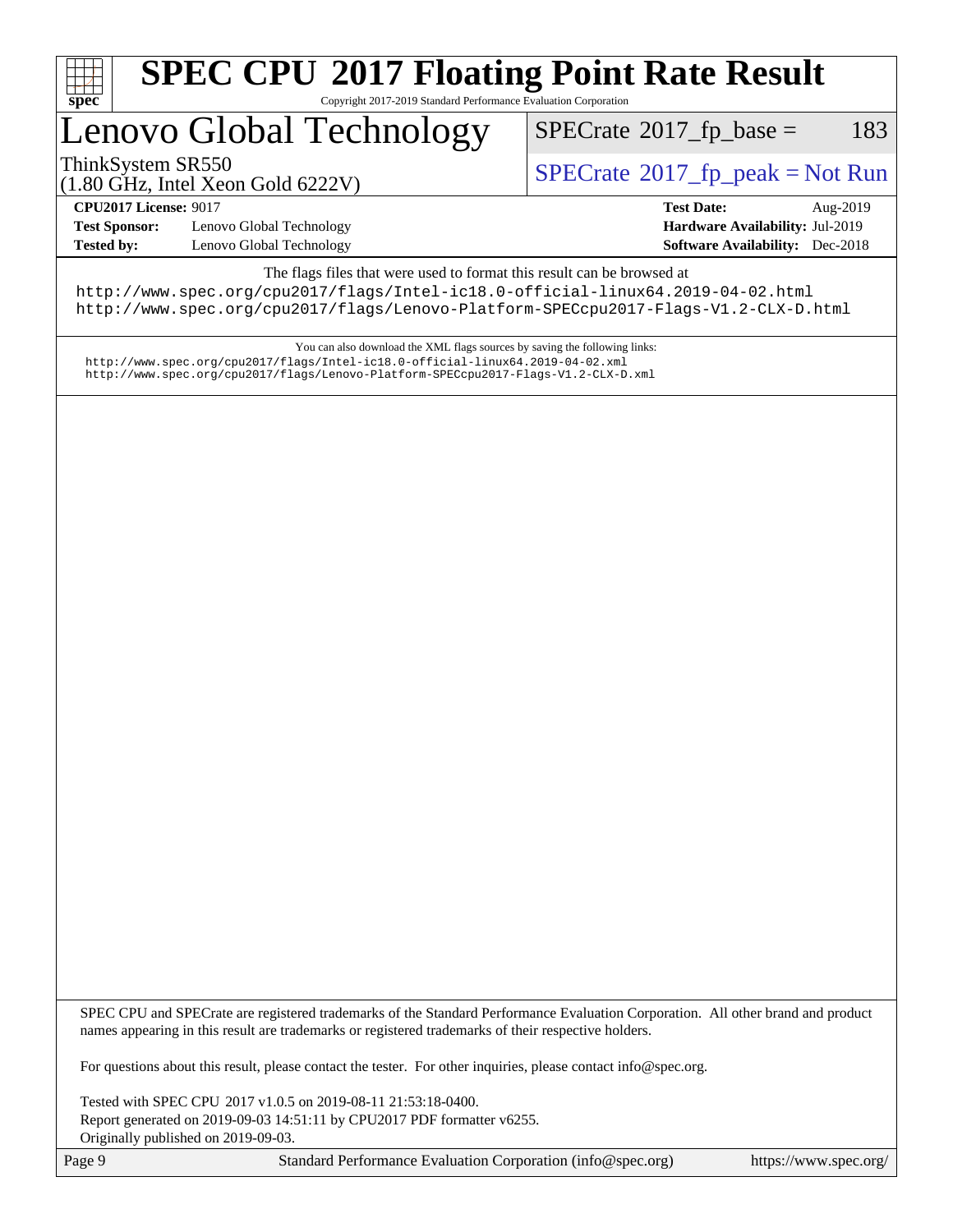The flags files that were used to format this result can be browsed at
http://www.spec.org/cpu2017/flags/Intel-ic18.0-official-linux64.2019-04-02.html
http://www.spec.org/cpu2017/flags/Lenovo-Platform-SPECcpu2017-Flags-V1.2-CLX-D.html

You can also download the XML flags sources by saving the following links:
http://www.spec.org/cpu2017/flags/Intel-ic18.0-official-linux64.2019-04-02.xml
http://www.spec.org/cpu2017/flags/Lenovo-Platform-SPECcpu2017-Flags-V1.2-CLX-D.xml

SPEC CPU and SPECrate are registered trademarks of the Standard Performance Evaluation Corporation. All other brand and product names appearing in this result are trademarks or registered trademarks of their respective holders.

For questions about this result, please contact the tester. For other inquiries, please contact info@spec.org.

Tested with SPEC CPU 2017 v1.0.5 on 2019-08-11 21:53:18-0400.
Report generated on 2019-09-03 14:51:11 by CPU2017 PDF formatter v6255.
Originally published on 2019-09-03.